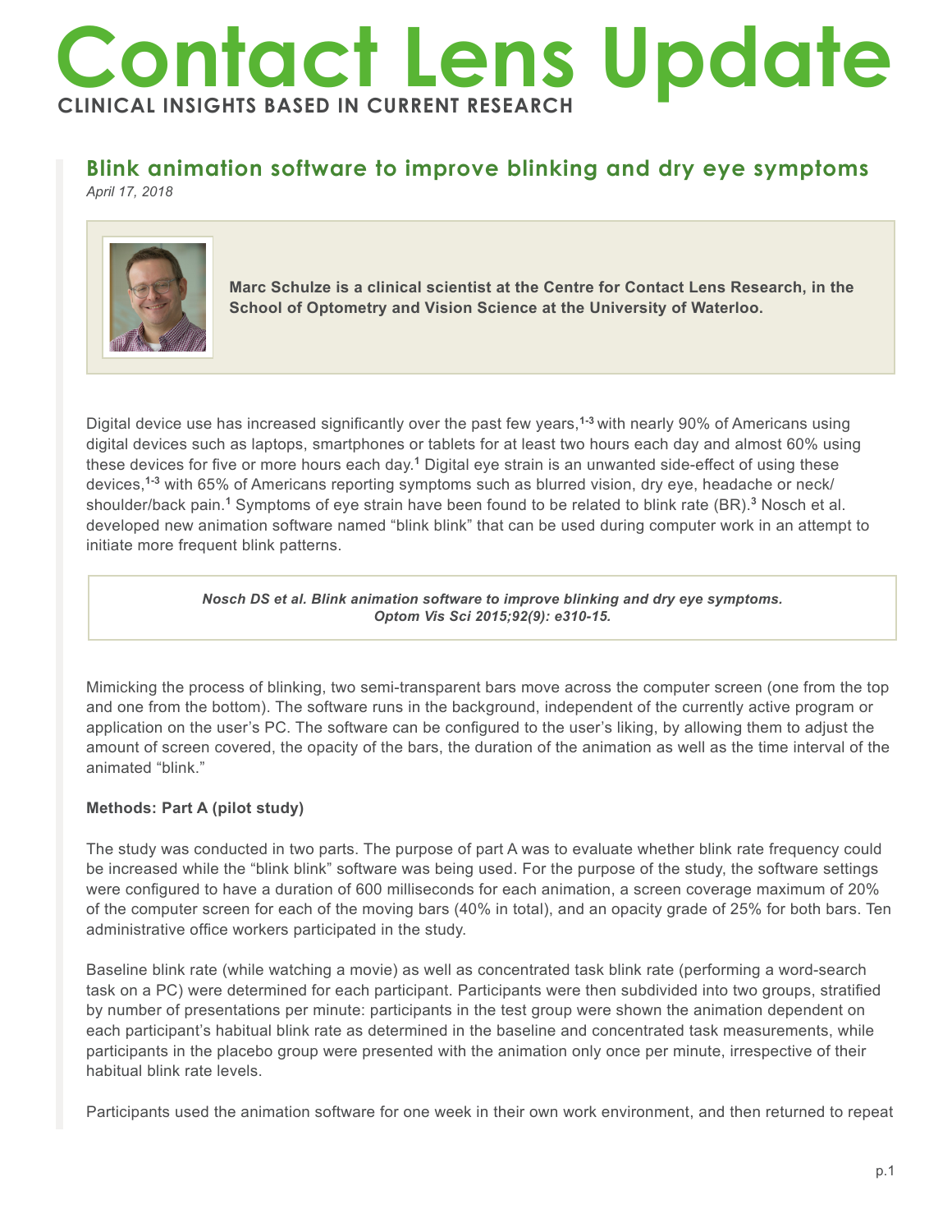# Contact Lens Update

**CLINICAL INSIGHTS BASED IN CURRENT RESEARCH**

## Blink animation software to improve blinking and dry eye symptoms

*April 17, 2018*

**Marc Schulze is a clinical scientist at the Centre for Contact Lens Research, in the School of Optometry and Vision Science at the University of Waterloo.**

Digital device use has increased significantly over the past few years,[1-3] with nearly 90% of Americans using digital devices such as laptops, smartphones or tablets for at least two hours each day and almost 60% using these devices for five or more hours each day.[1] Digital eye strain is an unwanted side-effect of using these devices,[1-3] with 65% of Americans reporting symptoms such as blurred vision, dry eye, headache or neck/shoulder/back pain.[1] Symptoms of eye strain have been found to be related to blink rate (BR).[3] Nosch et al. developed new animation software named "blink blink" that can be used during computer work in an attempt to initiate more frequent blink patterns.

> ***Nosch DS et al. Blink animation software to improve blinking and dry eye symptoms. Optom Vis Sci 2015;92(9): e310-15.***

Mimicking the process of blinking, two semi-transparent bars move across the computer screen (one from the top and one from the bottom). The software runs in the background, independent of the currently active program or application on the user's PC. The software can be configured to the user's liking, by allowing them to adjust the amount of screen covered, the opacity of the bars, the duration of the animation as well as the time interval of the animated "blink."

**Methods: Part A (pilot study)**

The study was conducted in two parts. The purpose of part A was to evaluate whether blink rate frequency could be increased while the "blink blink" software was being used. For the purpose of the study, the software settings were configured to have a duration of 600 milliseconds for each animation, a screen coverage maximum of 20% of the computer screen for each of the moving bars (40% in total), and an opacity grade of 25% for both bars. Ten administrative office workers participated in the study.

Baseline blink rate (while watching a movie) as well as concentrated task blink rate (performing a word-search task on a PC) were determined for each participant. Participants were then subdivided into two groups, stratified by number of presentations per minute: participants in the test group were shown the animation dependent on each participant's habitual blink rate as determined in the baseline and concentrated task measurements, while participants in the placebo group were presented with the animation only once per minute, irrespective of their habitual blink rate levels.

Participants used the animation software for one week in their own work environment, and then returned to repeat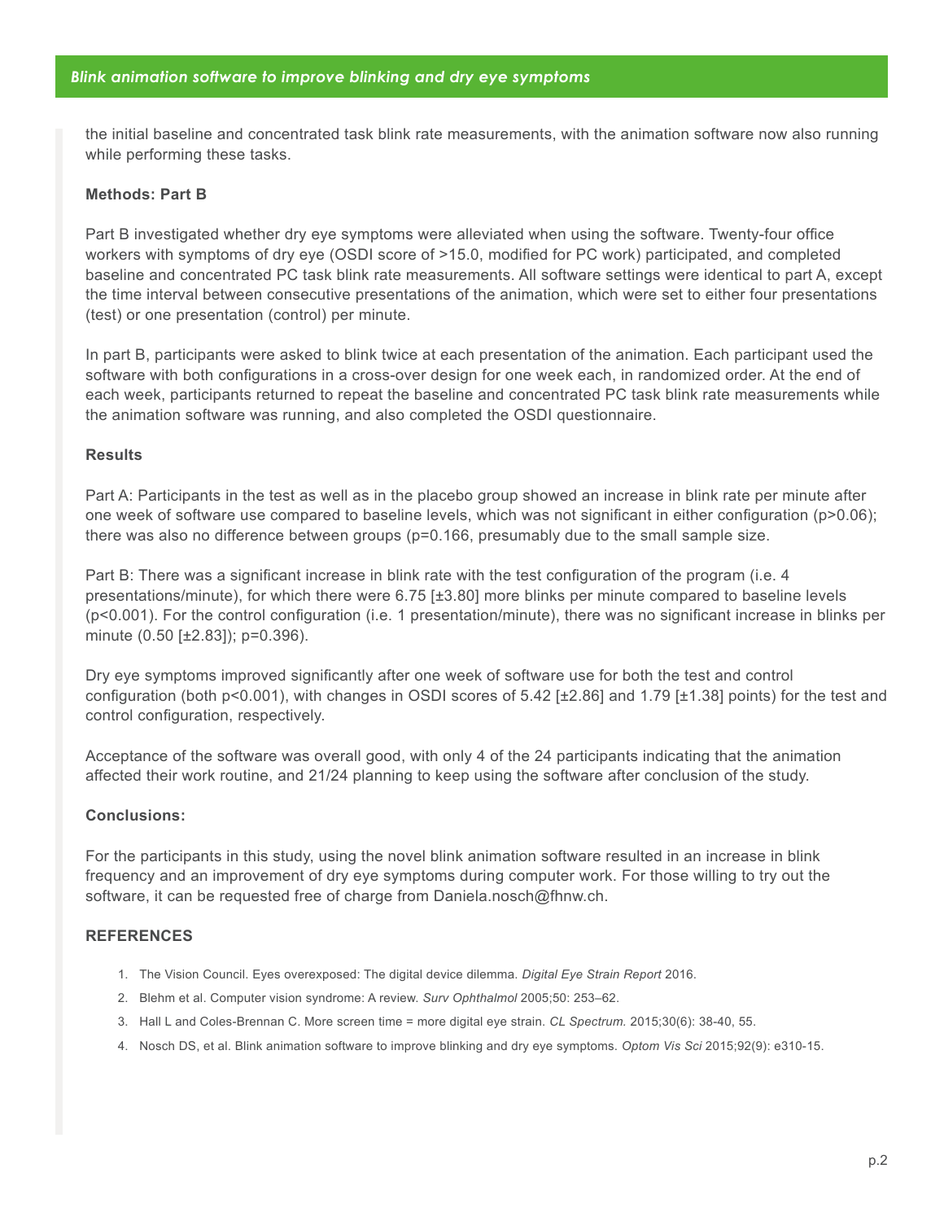the initial baseline and concentrated task blink rate measurements, with the animation software now also running while performing these tasks.

**Methods: Part B**

Part B investigated whether dry eye symptoms were alleviated when using the software. Twenty-four office workers with symptoms of dry eye (OSDI score of >15.0, modified for PC work) participated, and completed baseline and concentrated PC task blink rate measurements. All software settings were identical to part A, except the time interval between consecutive presentations of the animation, which were set to either four presentations (test) or one presentation (control) per minute.

In part B, participants were asked to blink twice at each presentation of the animation. Each participant used the software with both configurations in a cross-over design for one week each, in randomized order. At the end of each week, participants returned to repeat the baseline and concentrated PC task blink rate measurements while the animation software was running, and also completed the OSDI questionnaire.

**Results**

Part A: Participants in the test as well as in the placebo group showed an increase in blink rate per minute after one week of software use compared to baseline levels, which was not significant in either configuration ($p>0.06$); there was also no difference between groups ($p=0.166$, presumably due to the small sample size.

Part B: There was a significant increase in blink rate with the test configuration of the program (i.e. 4 presentations/minute), for which there were 6.75 [±3.80] more blinks per minute compared to baseline levels ($p<0.001$). For the control configuration (i.e. 1 presentation/minute), there was no significant increase in blinks per minute (0.50 [±2.83]); $p=0.396$).

Dry eye symptoms improved significantly after one week of software use for both the test and control configuration (both $p<0.001$), with changes in OSDI scores of 5.42 [±2.86] and 1.79 [±1.38] points) for the test and control configuration, respectively.

Acceptance of the software was overall good, with only 4 of the 24 participants indicating that the animation affected their work routine, and 21/24 planning to keep using the software after conclusion of the study.

**Conclusions:**

For the participants in this study, using the novel blink animation software resulted in an increase in blink frequency and an improvement of dry eye symptoms during computer work. For those willing to try out the software, it can be requested free of charge from Daniela.nosch@fhnw.ch.

**REFERENCES**

1. The Vision Council. Eyes overexposed: The digital device dilemma. *Digital Eye Strain Report* 2016.
2. Blehm et al. Computer vision syndrome: A review. *Surv Ophthalmol* 2005;50: 253–62.
3. Hall L and Coles-Brennan C. More screen time = more digital eye strain. *CL Spectrum*. 2015;30(6): 38-40, 55.
4. Nosch DS, et al. Blink animation software to improve blinking and dry eye symptoms. *Optom Vis Sci* 2015;92(9): e310-15.